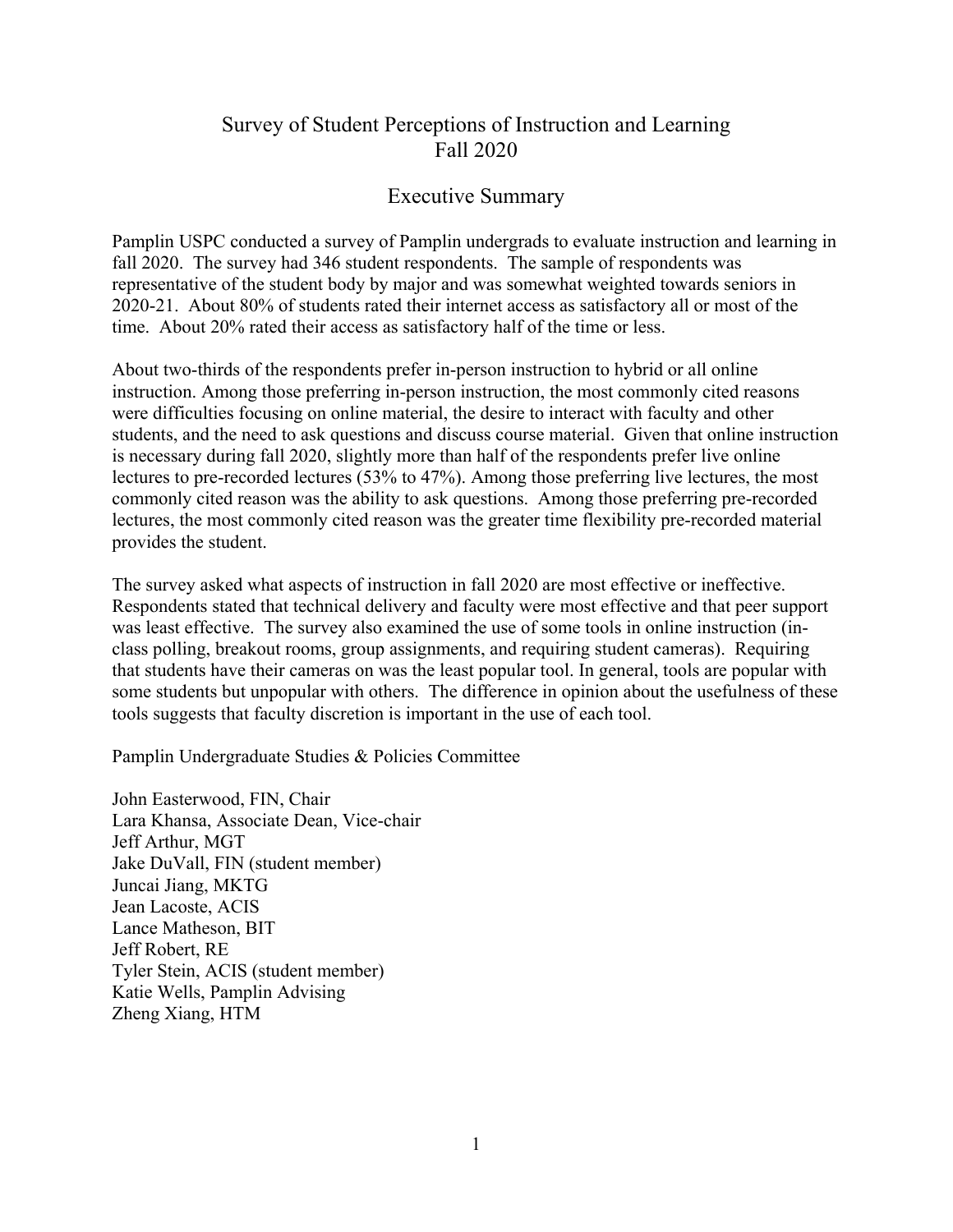# Survey of Student Perceptions of Instruction and Learning
# Fall 2020

## Executive Summary

Pamplin USPC conducted a survey of Pamplin undergrads to evaluate instruction and learning in fall 2020. The survey had 346 student respondents. The sample of respondents was representative of the student body by major and was somewhat weighted towards seniors in 2020-21. About 80% of students rated their internet access as satisfactory all or most of the time. About 20% rated their access as satisfactory half of the time or less.

About two-thirds of the respondents prefer in-person instruction to hybrid or all online instruction. Among those preferring in-person instruction, the most commonly cited reasons were difficulties focusing on online material, the desire to interact with faculty and other students, and the need to ask questions and discuss course material. Given that online instruction is necessary during fall 2020, slightly more than half of the respondents prefer live online lectures to pre-recorded lectures (53% to 47%). Among those preferring live lectures, the most commonly cited reason was the ability to ask questions. Among those preferring pre-recorded lectures, the most commonly cited reason was the greater time flexibility pre-recorded material provides the student.

The survey asked what aspects of instruction in fall 2020 are most effective or ineffective. Respondents stated that technical delivery and faculty were most effective and that peer support was least effective. The survey also examined the use of some tools in online instruction (in-class polling, breakout rooms, group assignments, and requiring student cameras). Requiring that students have their cameras on was the least popular tool. In general, tools are popular with some students but unpopular with others. The difference in opinion about the usefulness of these tools suggests that faculty discretion is important in the use of each tool.

Pamplin Undergraduate Studies & Policies Committee

John Easterwood, FIN, Chair
Lara Khansa, Associate Dean, Vice-chair
Jeff Arthur, MGT
Jake DuVall, FIN (student member)
Juncai Jiang, MKTG
Jean Lacoste, ACIS
Lance Matheson, BIT
Jeff Robert, RE
Tyler Stein, ACIS (student member)
Katie Wells, Pamplin Advising
Zheng Xiang, HTM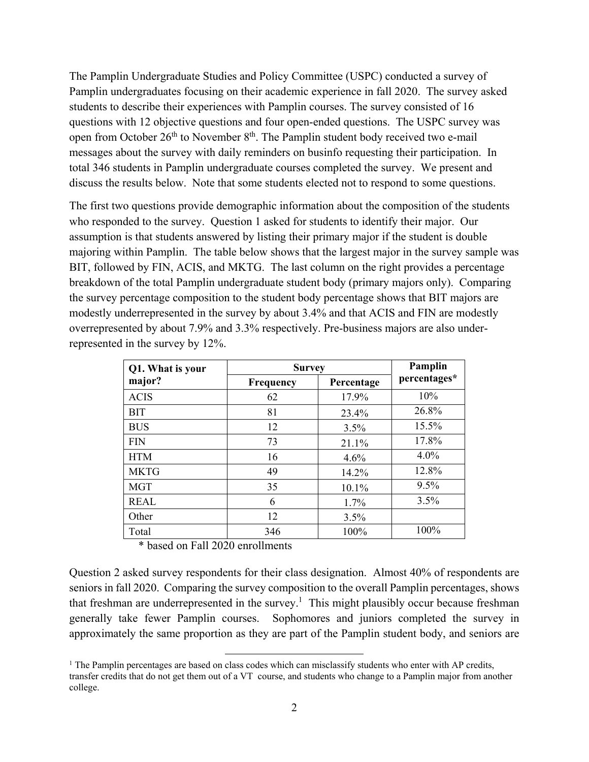The Pamplin Undergraduate Studies and Policy Committee (USPC) conducted a survey of Pamplin undergraduates focusing on their academic experience in fall 2020. The survey asked students to describe their experiences with Pamplin courses. The survey consisted of 16 questions with 12 objective questions and four open-ended questions. The USPC survey was open from October 26th to November 8th. The Pamplin student body received two e-mail messages about the survey with daily reminders on businfo requesting their participation. In total 346 students in Pamplin undergraduate courses completed the survey. We present and discuss the results below. Note that some students elected not to respond to some questions.

The first two questions provide demographic information about the composition of the students who responded to the survey. Question 1 asked for students to identify their major. Our assumption is that students answered by listing their primary major if the student is double majoring within Pamplin. The table below shows that the largest major in the survey sample was BIT, followed by FIN, ACIS, and MKTG. The last column on the right provides a percentage breakdown of the total Pamplin undergraduate student body (primary majors only). Comparing the survey percentage composition to the student body percentage shows that BIT majors are modestly underrepresented in the survey by about 3.4% and that ACIS and FIN are modestly overrepresented by about 7.9% and 3.3% respectively. Pre-business majors are also under-represented in the survey by 12%.

| Q1. What is your major? | Survey | | Pamplin percentages* |
|---|---|---|---|
| | Frequency | Percentage | |
| ACIS | 62 | 17.9% | 10% |
| BIT | 81 | 23.4% | 26.8% |
| BUS | 12 | 3.5% | 15.5% |
| FIN | 73 | 21.1% | 17.8% |
| HTM | 16 | 4.6% | 4.0% |
| MKTG | 49 | 14.2% | 12.8% |
| MGT | 35 | 10.1% | 9.5% |
| REAL | 6 | 1.7% | 3.5% |
| Other | 12 | 3.5% | |
| Total | 346 | 100% | 100% |

\* based on Fall 2020 enrollments

Question 2 asked survey respondents for their class designation. Almost 40% of respondents are seniors in fall 2020. Comparing the survey composition to the overall Pamplin percentages, shows that freshman are underrepresented in the survey.[1] This might plausibly occur because freshman generally take fewer Pamplin courses. Sophomores and juniors completed the survey in approximately the same proportion as they are part of the Pamplin student body, and seniors are

[1] The Pamplin percentages are based on class codes which can misclassify students who enter with AP credits, transfer credits that do not get them out of a VT course, and students who change to a Pamplin major from another college.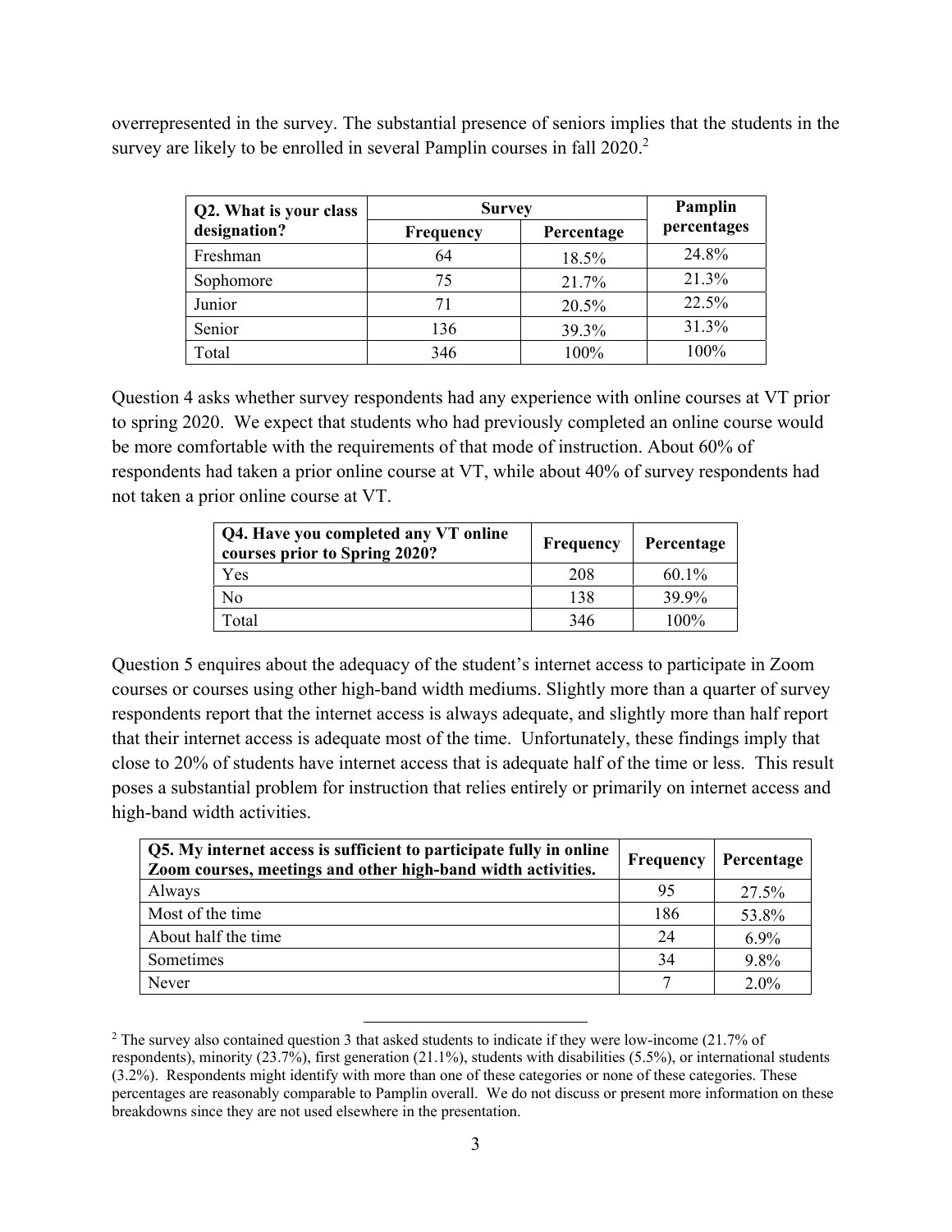overrepresented in the survey. The substantial presence of seniors implies that the students in the survey are likely to be enrolled in several Pamplin courses in fall 2020.[2]

| Q2. What is your class designation? | Survey | | Pamplin percentages |
|---|---|---|---|
| | Frequency | Percentage | |
| Freshman | 64 | 18.5% | 24.8% |
| Sophomore | 75 | 21.7% | 21.3% |
| Junior | 71 | 20.5% | 22.5% |
| Senior | 136 | 39.3% | 31.3% |
| Total | 346 | 100% | 100% |

Question 4 asks whether survey respondents had any experience with online courses at VT prior to spring 2020. We expect that students who had previously completed an online course would be more comfortable with the requirements of that mode of instruction. About 60% of respondents had taken a prior online course at VT, while about 40% of survey respondents had not taken a prior online course at VT.

| Q4. Have you completed any VT online courses prior to Spring 2020? | Frequency | Percentage |
|---|---|---|
| Yes | 208 | 60.1% |
| No | 138 | 39.9% |
| Total | 346 | 100% |

Question 5 enquires about the adequacy of the student's internet access to participate in Zoom courses or courses using other high-band width mediums. Slightly more than a quarter of survey respondents report that the internet access is always adequate, and slightly more than half report that their internet access is adequate most of the time. Unfortunately, these findings imply that close to 20% of students have internet access that is adequate half of the time or less. This result poses a substantial problem for instruction that relies entirely or primarily on internet access and high-band width activities.

| Q5. My internet access is sufficient to participate fully in online Zoom courses, meetings and other high-band width activities. | Frequency | Percentage |
|---|---|---|
| Always | 95 | 27.5% |
| Most of the time | 186 | 53.8% |
| About half the time | 24 | 6.9% |
| Sometimes | 34 | 9.8% |
| Never | 7 | 2.0% |

[2] The survey also contained question 3 that asked students to indicate if they were low-income (21.7% of respondents), minority (23.7%), first generation (21.1%), students with disabilities (5.5%), or international students (3.2%). Respondents might identify with more than one of these categories or none of these categories. These percentages are reasonably comparable to Pamplin overall. We do not discuss or present more information on these breakdowns since they are not used elsewhere in the presentation.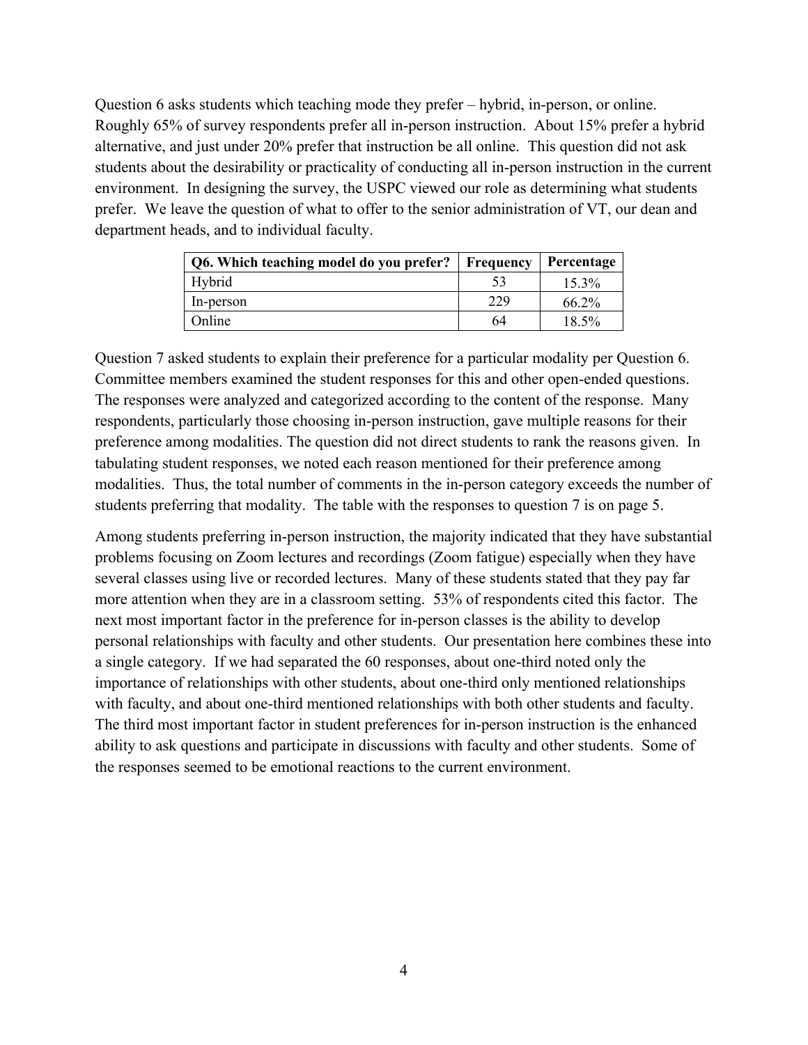Question 6 asks students which teaching mode they prefer – hybrid, in-person, or online. Roughly 65% of survey respondents prefer all in-person instruction. About 15% prefer a hybrid alternative, and just under 20% prefer that instruction be all online. This question did not ask students about the desirability or practicality of conducting all in-person instruction in the current environment. In designing the survey, the USPC viewed our role as determining what students prefer. We leave the question of what to offer to the senior administration of VT, our dean and department heads, and to individual faculty.

| Q6. Which teaching model do you prefer? | Frequency | Percentage |
|---|---|---|
| Hybrid | 53 | 15.3% |
| In-person | 229 | 66.2% |
| Online | 64 | 18.5% |

Question 7 asked students to explain their preference for a particular modality per Question 6. Committee members examined the student responses for this and other open-ended questions. The responses were analyzed and categorized according to the content of the response. Many respondents, particularly those choosing in-person instruction, gave multiple reasons for their preference among modalities. The question did not direct students to rank the reasons given. In tabulating student responses, we noted each reason mentioned for their preference among modalities. Thus, the total number of comments in the in-person category exceeds the number of students preferring that modality. The table with the responses to question 7 is on page 5.

Among students preferring in-person instruction, the majority indicated that they have substantial problems focusing on Zoom lectures and recordings (Zoom fatigue) especially when they have several classes using live or recorded lectures. Many of these students stated that they pay far more attention when they are in a classroom setting. 53% of respondents cited this factor. The next most important factor in the preference for in-person classes is the ability to develop personal relationships with faculty and other students. Our presentation here combines these into a single category. If we had separated the 60 responses, about one-third noted only the importance of relationships with other students, about one-third only mentioned relationships with faculty, and about one-third mentioned relationships with both other students and faculty. The third most important factor in student preferences for in-person instruction is the enhanced ability to ask questions and participate in discussions with faculty and other students. Some of the responses seemed to be emotional reactions to the current environment.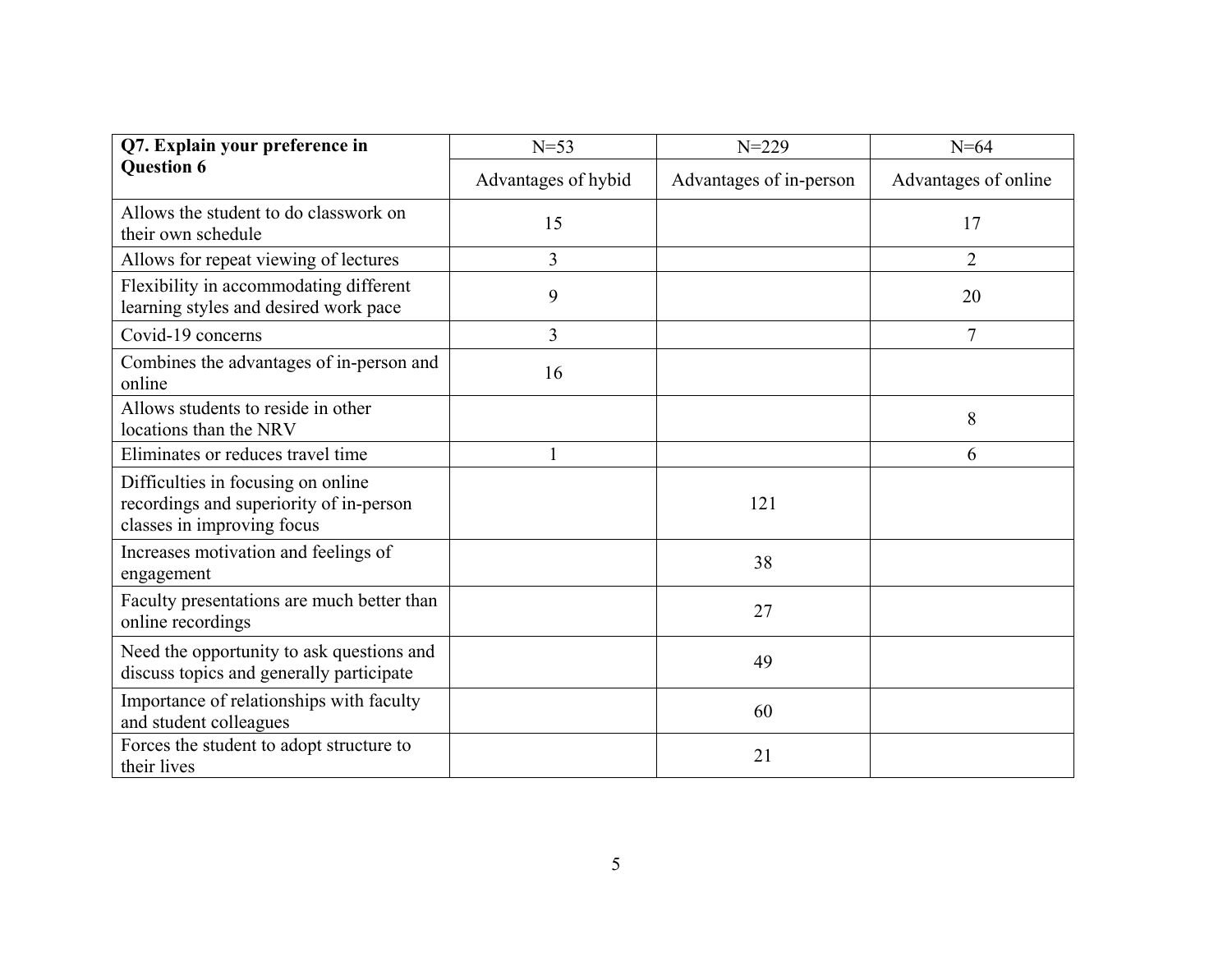| Q7. Explain your preference in Question 6 | N=53 | N=229 | N=64 |
|---|---|---|---|
| | Advantages of hybid | Advantages of in-person | Advantages of online |
| Allows the student to do classwork on their own schedule | 15 | | 17 |
| Allows for repeat viewing of lectures | 3 | | 2 |
| Flexibility in accommodating different learning styles and desired work pace | 9 | | 20 |
| Covid-19 concerns | 3 | | 7 |
| Combines the advantages of in-person and online | 16 | | |
| Allows students to reside in other locations than the NRV | | | 8 |
| Eliminates or reduces travel time | 1 | | 6 |
| Difficulties in focusing on online recordings and superiority of in-person classes in improving focus | | 121 | |
| Increases motivation and feelings of engagement | | 38 | |
| Faculty presentations are much better than online recordings | | 27 | |
| Need the opportunity to ask questions and discuss topics and generally participate | | 49 | |
| Importance of relationships with faculty and student colleagues | | 60 | |
| Forces the student to adopt structure to their lives | | 21 | |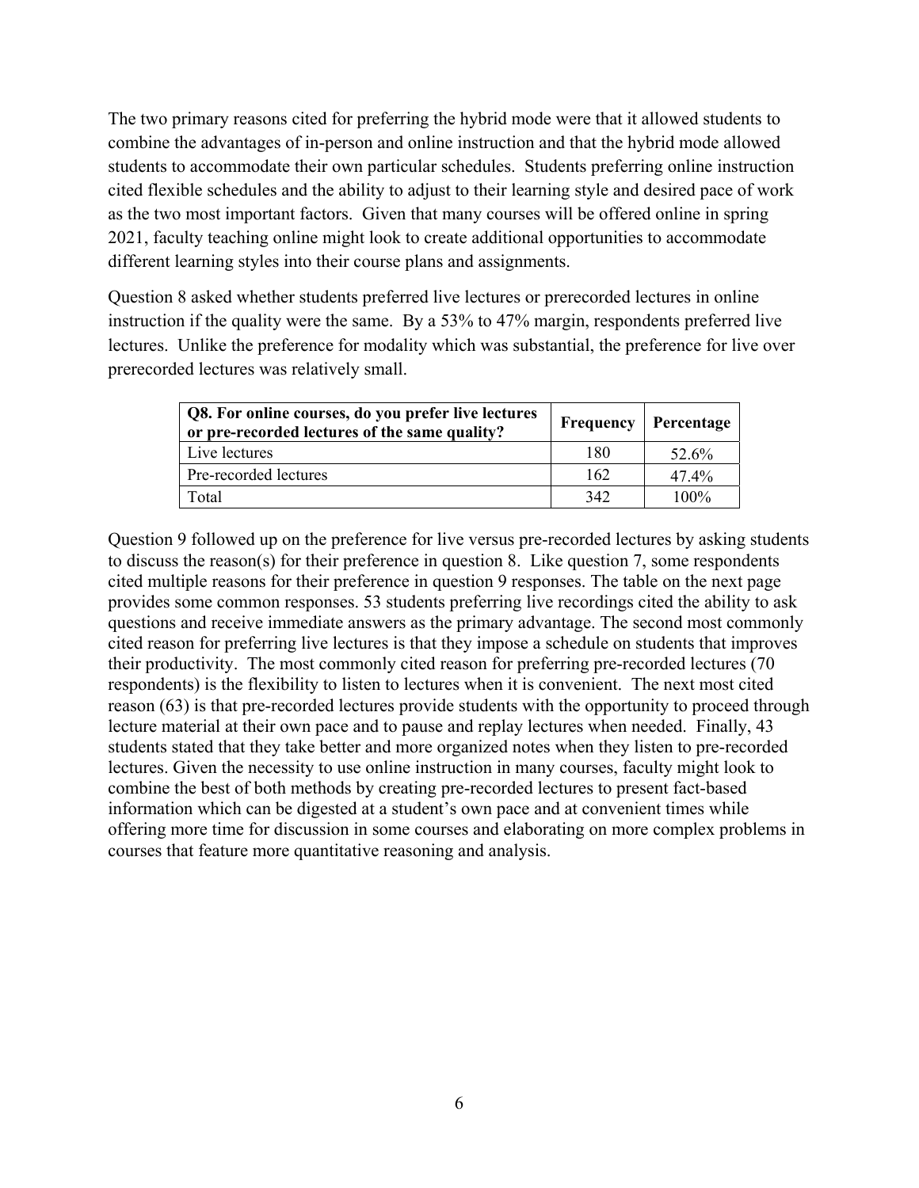The two primary reasons cited for preferring the hybrid mode were that it allowed students to combine the advantages of in-person and online instruction and that the hybrid mode allowed students to accommodate their own particular schedules. Students preferring online instruction cited flexible schedules and the ability to adjust to their learning style and desired pace of work as the two most important factors. Given that many courses will be offered online in spring 2021, faculty teaching online might look to create additional opportunities to accommodate different learning styles into their course plans and assignments.

Question 8 asked whether students preferred live lectures or prerecorded lectures in online instruction if the quality were the same. By a 53% to 47% margin, respondents preferred live lectures. Unlike the preference for modality which was substantial, the preference for live over prerecorded lectures was relatively small.

| Q8. For online courses, do you prefer live lectures or pre-recorded lectures of the same quality? | Frequency | Percentage |
|---|---|---|
| Live lectures | 180 | 52.6% |
| Pre-recorded lectures | 162 | 47.4% |
| Total | 342 | 100% |

Question 9 followed up on the preference for live versus pre-recorded lectures by asking students to discuss the reason(s) for their preference in question 8. Like question 7, some respondents cited multiple reasons for their preference in question 9 responses. The table on the next page provides some common responses. 53 students preferring live recordings cited the ability to ask questions and receive immediate answers as the primary advantage. The second most commonly cited reason for preferring live lectures is that they impose a schedule on students that improves their productivity. The most commonly cited reason for preferring pre-recorded lectures (70 respondents) is the flexibility to listen to lectures when it is convenient. The next most cited reason (63) is that pre-recorded lectures provide students with the opportunity to proceed through lecture material at their own pace and to pause and replay lectures when needed. Finally, 43 students stated that they take better and more organized notes when they listen to pre-recorded lectures. Given the necessity to use online instruction in many courses, faculty might look to combine the best of both methods by creating pre-recorded lectures to present fact-based information which can be digested at a student's own pace and at convenient times while offering more time for discussion in some courses and elaborating on more complex problems in courses that feature more quantitative reasoning and analysis.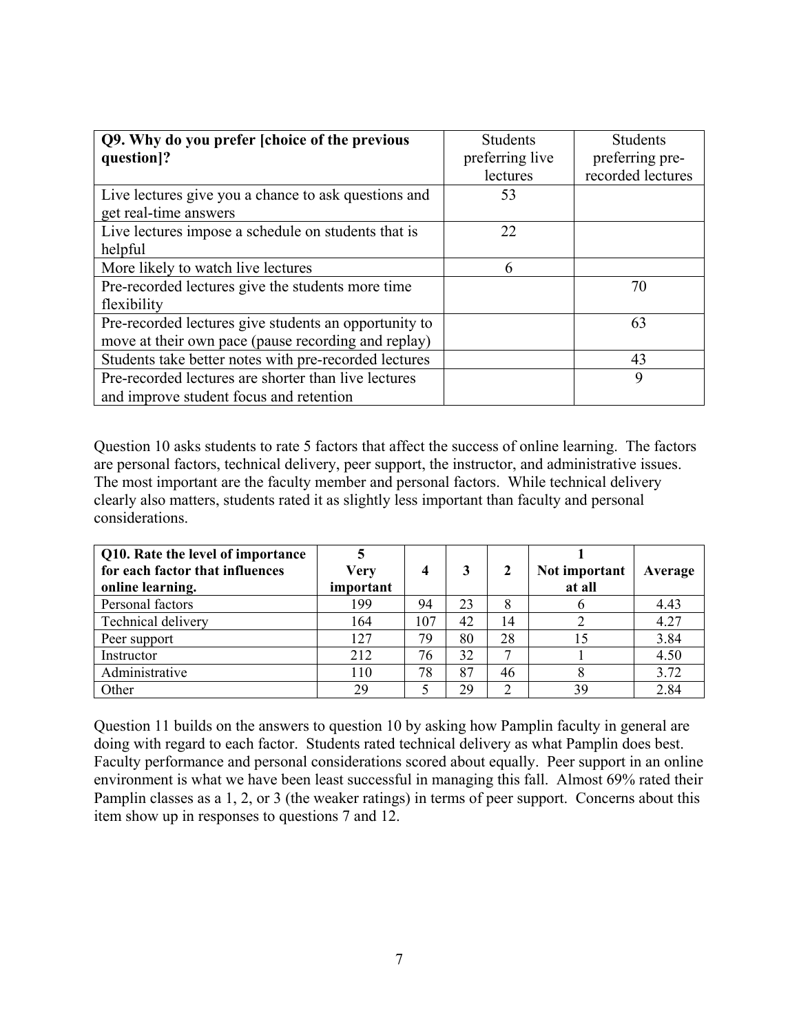| Q9. Why do you prefer [choice of the previous question]? | Students preferring live lectures | Students preferring pre-recorded lectures |
|---|---|---|
| Live lectures give you a chance to ask questions and get real-time answers | 53 | |
| Live lectures impose a schedule on students that is helpful | 22 | |
| More likely to watch live lectures | 6 | |
| Pre-recorded lectures give the students more time flexibility | | 70 |
| Pre-recorded lectures give students an opportunity to move at their own pace (pause recording and replay) | | 63 |
| Students take better notes with pre-recorded lectures | | 43 |
| Pre-recorded lectures are shorter than live lectures and improve student focus and retention | | 9 |

Question 10 asks students to rate 5 factors that affect the success of online learning. The factors are personal factors, technical delivery, peer support, the instructor, and administrative issues. The most important are the faculty member and personal factors. While technical delivery clearly also matters, students rated it as slightly less important than faculty and personal considerations.

| Q10. Rate the level of importance for each factor that influences online learning. | 5 Very important | 4 | 3 | 2 | 1 Not important at all | Average |
|---|---|---|---|---|---|---|
| Personal factors | 199 | 94 | 23 | 8 | 6 | 4.43 |
| Technical delivery | 164 | 107 | 42 | 14 | 2 | 4.27 |
| Peer support | 127 | 79 | 80 | 28 | 15 | 3.84 |
| Instructor | 212 | 76 | 32 | 7 | 1 | 4.50 |
| Administrative | 110 | 78 | 87 | 46 | 8 | 3.72 |
| Other | 29 | 5 | 29 | 2 | 39 | 2.84 |

Question 11 builds on the answers to question 10 by asking how Pamplin faculty in general are doing with regard to each factor. Students rated technical delivery as what Pamplin does best. Faculty performance and personal considerations scored about equally. Peer support in an online environment is what we have been least successful in managing this fall. Almost 69% rated their Pamplin classes as a 1, 2, or 3 (the weaker ratings) in terms of peer support. Concerns about this item show up in responses to questions 7 and 12.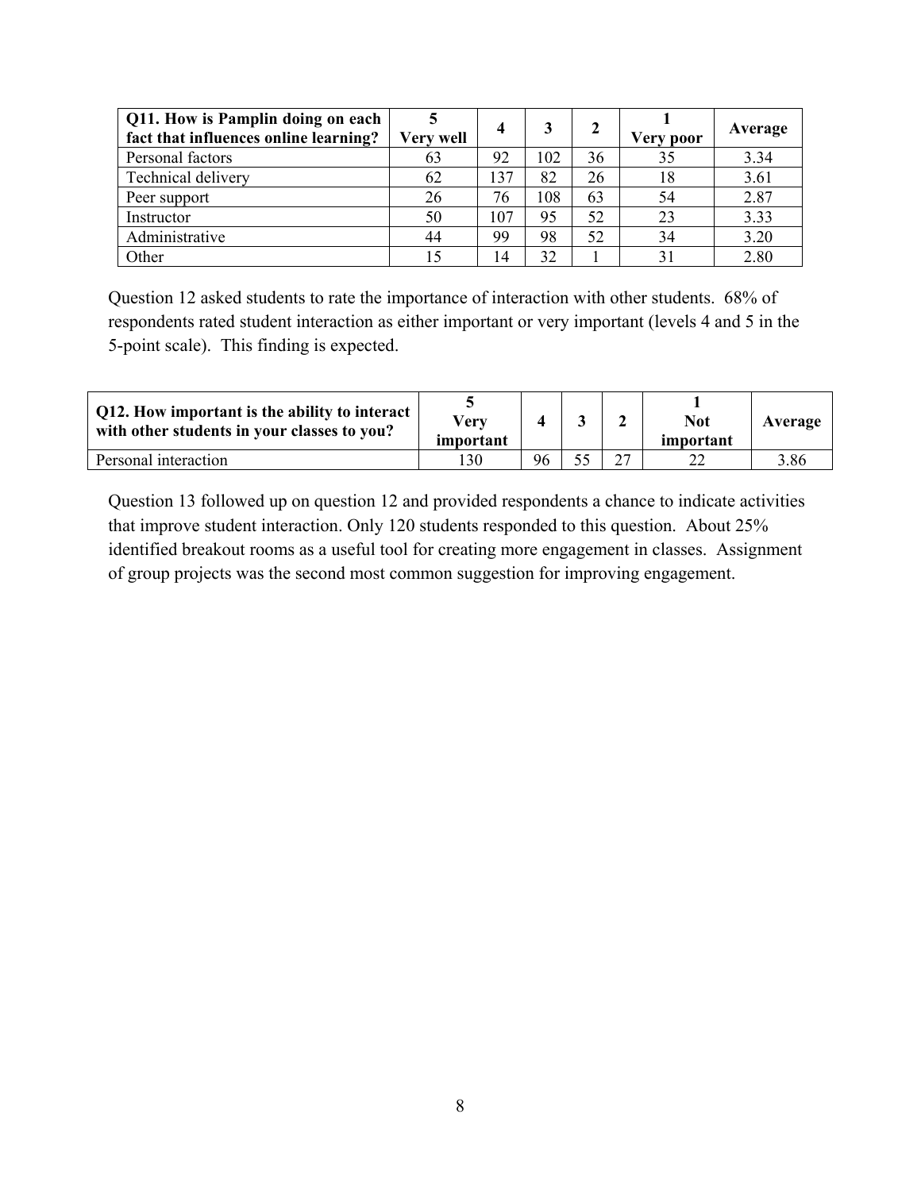| Q11. How is Pamplin doing on each fact that influences online learning? | 5 Very well | 4 | 3 | 2 | 1 Very poor | Average |
|---|---|---|---|---|---|---|
| Personal factors | 63 | 92 | 102 | 36 | 35 | 3.34 |
| Technical delivery | 62 | 137 | 82 | 26 | 18 | 3.61 |
| Peer support | 26 | 76 | 108 | 63 | 54 | 2.87 |
| Instructor | 50 | 107 | 95 | 52 | 23 | 3.33 |
| Administrative | 44 | 99 | 98 | 52 | 34 | 3.20 |
| Other | 15 | 14 | 32 | 1 | 31 | 2.80 |

Question 12 asked students to rate the importance of interaction with other students. 68% of respondents rated student interaction as either important or very important (levels 4 and 5 in the 5-point scale). This finding is expected.

| Q12. How important is the ability to interact with other students in your classes to you? | 5 Very important | 4 | 3 | 2 | 1 Not important | Average |
|---|---|---|---|---|---|---|
| Personal interaction | 130 | 96 | 55 | 27 | 22 | 3.86 |

Question 13 followed up on question 12 and provided respondents a chance to indicate activities that improve student interaction. Only 120 students responded to this question. About 25% identified breakout rooms as a useful tool for creating more engagement in classes. Assignment of group projects was the second most common suggestion for improving engagement.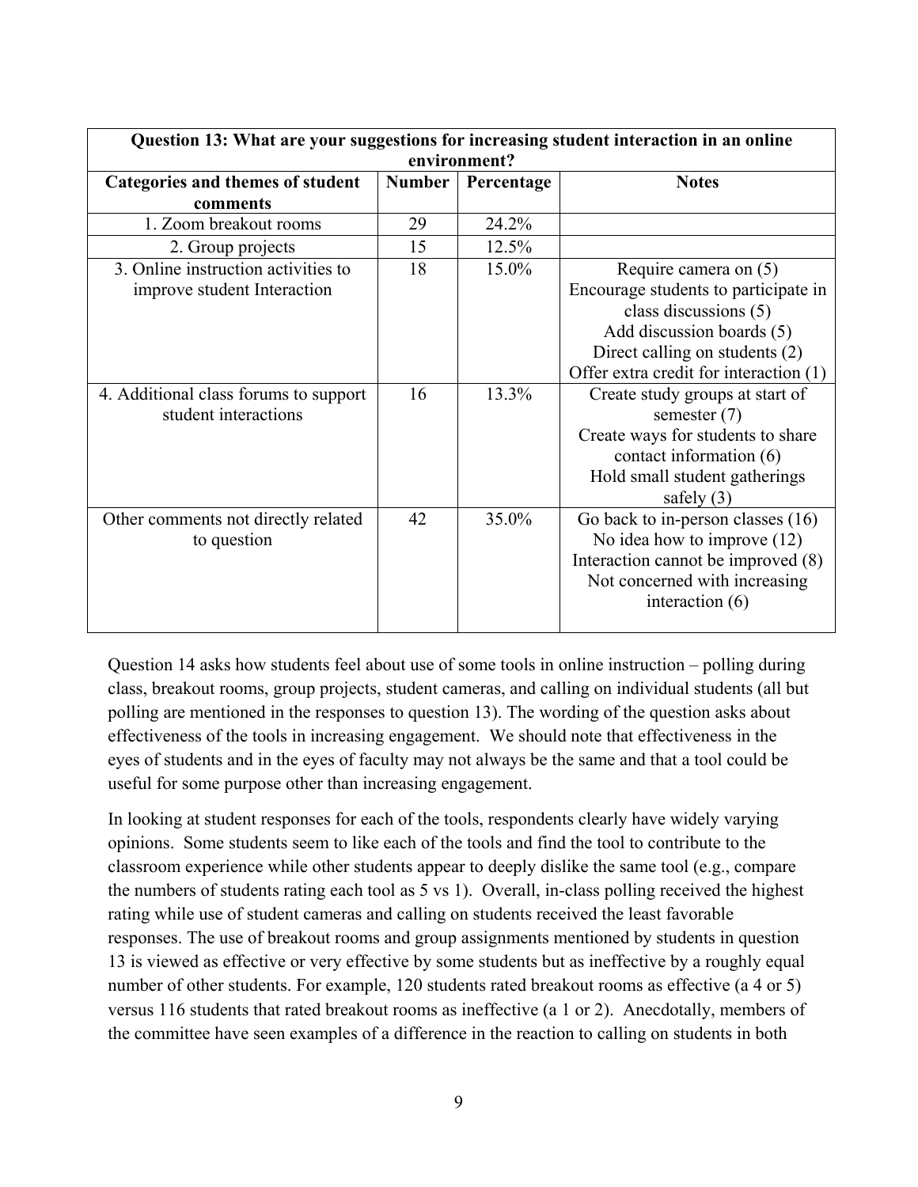| Question 13: What are your suggestions for increasing student interaction in an online environment? | | | |
|---|---|---|---|
| **Categories and themes of student comments** | **Number** | **Percentage** | **Notes** |
| 1. Zoom breakout rooms | 29 | 24.2% | |
| 2. Group projects | 15 | 12.5% | |
| 3. Online instruction activities to improve student Interaction | 18 | 15.0% | Require camera on (5)<br>Encourage students to participate in class discussions (5)<br>Add discussion boards (5)<br>Direct calling on students (2)<br>Offer extra credit for interaction (1) |
| 4. Additional class forums to support student interactions | 16 | 13.3% | Create study groups at start of semester (7)<br>Create ways for students to share contact information (6)<br>Hold small student gatherings safely (3) |
| Other comments not directly related to question | 42 | 35.0% | Go back to in-person classes (16)<br>No idea how to improve (12)<br>Interaction cannot be improved (8)<br>Not concerned with increasing interaction (6) |

Question 14 asks how students feel about use of some tools in online instruction – polling during class, breakout rooms, group projects, student cameras, and calling on individual students (all but polling are mentioned in the responses to question 13). The wording of the question asks about effectiveness of the tools in increasing engagement. We should note that effectiveness in the eyes of students and in the eyes of faculty may not always be the same and that a tool could be useful for some purpose other than increasing engagement.

In looking at student responses for each of the tools, respondents clearly have widely varying opinions. Some students seem to like each of the tools and find the tool to contribute to the classroom experience while other students appear to deeply dislike the same tool (e.g., compare the numbers of students rating each tool as 5 vs 1). Overall, in-class polling received the highest rating while use of student cameras and calling on students received the least favorable responses. The use of breakout rooms and group assignments mentioned by students in question 13 is viewed as effective or very effective by some students but as ineffective by a roughly equal number of other students. For example, 120 students rated breakout rooms as effective (a 4 or 5) versus 116 students that rated breakout rooms as ineffective (a 1 or 2). Anecdotally, members of the committee have seen examples of a difference in the reaction to calling on students in both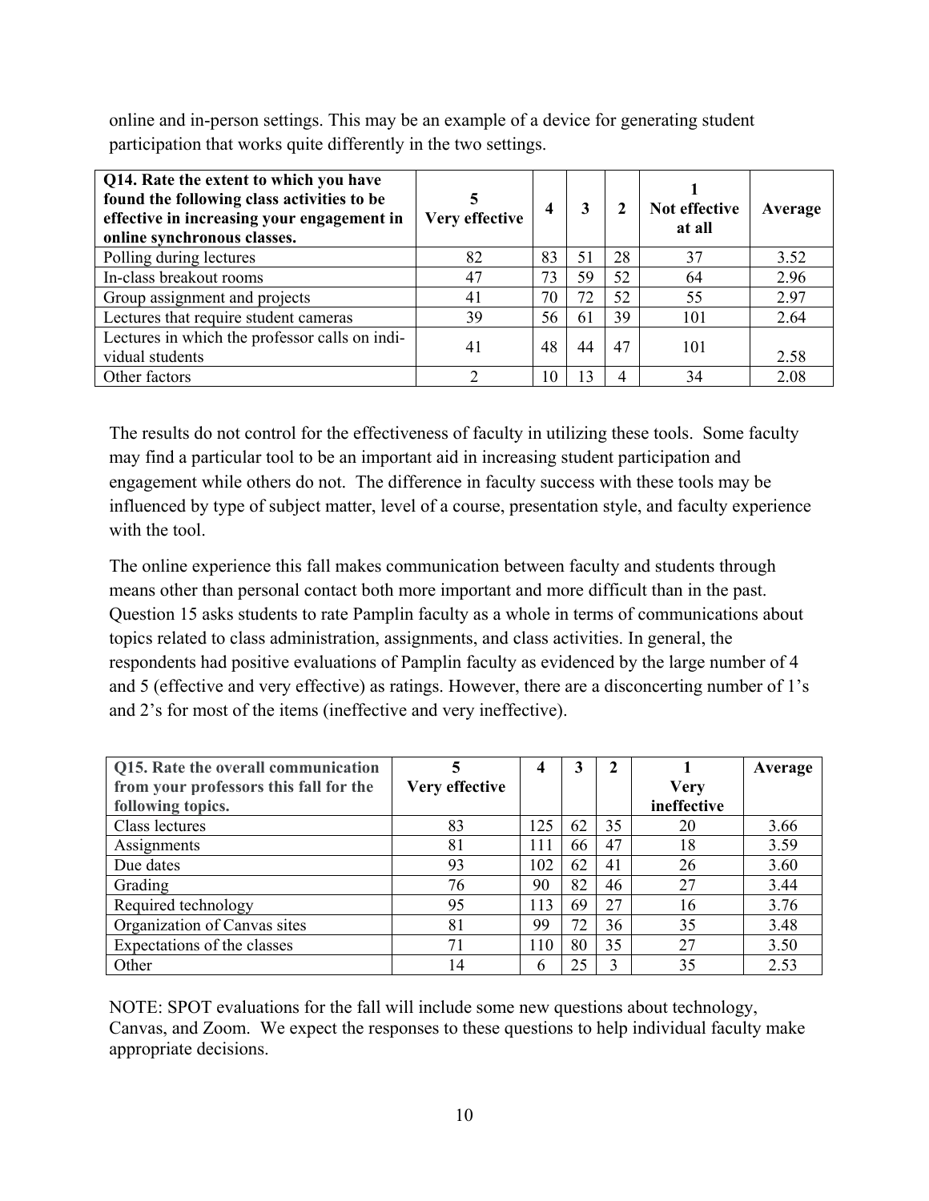online and in-person settings. This may be an example of a device for generating student participation that works quite differently in the two settings.

| **Q14. Rate the extent to which you have found the following class activities to be effective in increasing your engagement in online synchronous classes.** | **5 Very effective** | **4** | **3** | **2** | **1 Not effective at all** | **Average** |
|---|---|---|---|---|---|---|
| Polling during lectures | 82 | 83 | 51 | 28 | 37 | 3.52 |
| In-class breakout rooms | 47 | 73 | 59 | 52 | 64 | 2.96 |
| Group assignment and projects | 41 | 70 | 72 | 52 | 55 | 2.97 |
| Lectures that require student cameras | 39 | 56 | 61 | 39 | 101 | 2.64 |
| Lectures in which the professor calls on individual students | 41 | 48 | 44 | 47 | 101 | 2.58 |
| Other factors | 2 | 10 | 13 | 4 | 34 | 2.08 |

The results do not control for the effectiveness of faculty in utilizing these tools. Some faculty may find a particular tool to be an important aid in increasing student participation and engagement while others do not. The difference in faculty success with these tools may be influenced by type of subject matter, level of a course, presentation style, and faculty experience with the tool.

The online experience this fall makes communication between faculty and students through means other than personal contact both more important and more difficult than in the past. Question 15 asks students to rate Pamplin faculty as a whole in terms of communications about topics related to class administration, assignments, and class activities. In general, the respondents had positive evaluations of Pamplin faculty as evidenced by the large number of 4 and 5 (effective and very effective) as ratings. However, there are a disconcerting number of 1's and 2's for most of the items (ineffective and very ineffective).

| **Q15. Rate the overall communication from your professors this fall for the following topics.** | **5 Very effective** | **4** | **3** | **2** | **1 Very ineffective** | **Average** |
|---|---|---|---|---|---|---|
| Class lectures | 83 | 125 | 62 | 35 | 20 | 3.66 |
| Assignments | 81 | 111 | 66 | 47 | 18 | 3.59 |
| Due dates | 93 | 102 | 62 | 41 | 26 | 3.60 |
| Grading | 76 | 90 | 82 | 46 | 27 | 3.44 |
| Required technology | 95 | 113 | 69 | 27 | 16 | 3.76 |
| Organization of Canvas sites | 81 | 99 | 72 | 36 | 35 | 3.48 |
| Expectations of the classes | 71 | 110 | 80 | 35 | 27 | 3.50 |
| Other | 14 | 6 | 25 | 3 | 35 | 2.53 |

NOTE: SPOT evaluations for the fall will include some new questions about technology, Canvas, and Zoom. We expect the responses to these questions to help individual faculty make appropriate decisions.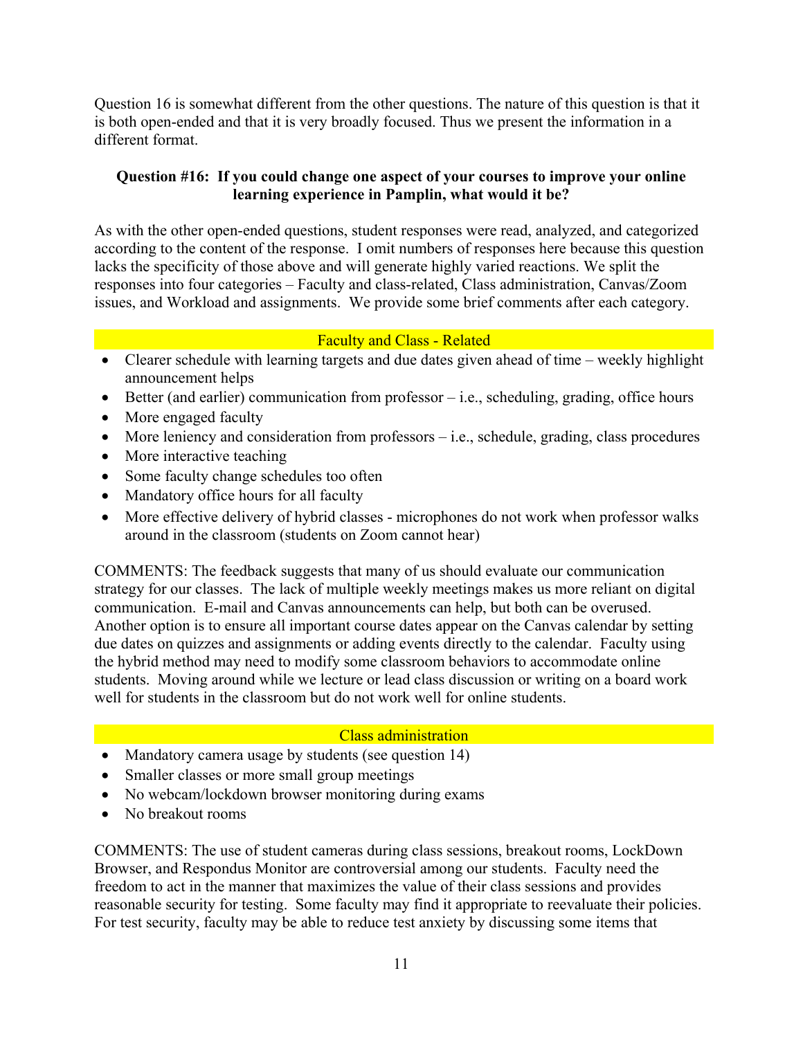Question 16 is somewhat different from the other questions. The nature of this question is that it is both open-ended and that it is very broadly focused. Thus we present the information in a different format.

**Question #16: If you could change one aspect of your courses to improve your online learning experience in Pamplin, what would it be?**

As with the other open-ended questions, student responses were read, analyzed, and categorized according to the content of the response. I omit numbers of responses here because this question lacks the specificity of those above and will generate highly varied reactions. We split the responses into four categories – Faculty and class-related, Class administration, Canvas/Zoom issues, and Workload and assignments. We provide some brief comments after each category.

### Faculty and Class - Related

- Clearer schedule with learning targets and due dates given ahead of time – weekly highlight announcement helps
- Better (and earlier) communication from professor – i.e., scheduling, grading, office hours
- More engaged faculty
- More leniency and consideration from professors – i.e., schedule, grading, class procedures
- More interactive teaching
- Some faculty change schedules too often
- Mandatory office hours for all faculty
- More effective delivery of hybrid classes - microphones do not work when professor walks around in the classroom (students on Zoom cannot hear)

COMMENTS: The feedback suggests that many of us should evaluate our communication strategy for our classes. The lack of multiple weekly meetings makes us more reliant on digital communication. E-mail and Canvas announcements can help, but both can be overused. Another option is to ensure all important course dates appear on the Canvas calendar by setting due dates on quizzes and assignments or adding events directly to the calendar. Faculty using the hybrid method may need to modify some classroom behaviors to accommodate online students. Moving around while we lecture or lead class discussion or writing on a board work well for students in the classroom but do not work well for online students.

### Class administration

- Mandatory camera usage by students (see question 14)
- Smaller classes or more small group meetings
- No webcam/lockdown browser monitoring during exams
- No breakout rooms

COMMENTS: The use of student cameras during class sessions, breakout rooms, LockDown Browser, and Respondus Monitor are controversial among our students. Faculty need the freedom to act in the manner that maximizes the value of their class sessions and provides reasonable security for testing. Some faculty may find it appropriate to reevaluate their policies. For test security, faculty may be able to reduce test anxiety by discussing some items that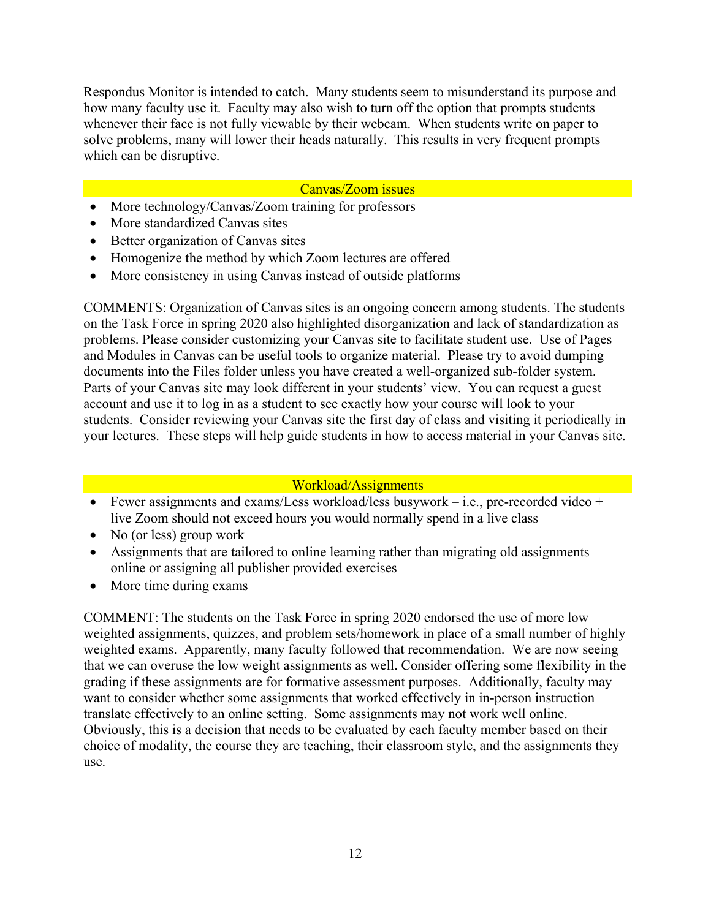Respondus Monitor is intended to catch. Many students seem to misunderstand its purpose and how many faculty use it. Faculty may also wish to turn off the option that prompts students whenever their face is not fully viewable by their webcam. When students write on paper to solve problems, many will lower their heads naturally. This results in very frequent prompts which can be disruptive.

## Canvas/Zoom issues

- More technology/Canvas/Zoom training for professors
- More standardized Canvas sites
- Better organization of Canvas sites
- Homogenize the method by which Zoom lectures are offered
- More consistency in using Canvas instead of outside platforms

COMMENTS: Organization of Canvas sites is an ongoing concern among students. The students on the Task Force in spring 2020 also highlighted disorganization and lack of standardization as problems. Please consider customizing your Canvas site to facilitate student use. Use of Pages and Modules in Canvas can be useful tools to organize material. Please try to avoid dumping documents into the Files folder unless you have created a well-organized sub-folder system. Parts of your Canvas site may look different in your students' view. You can request a guest account and use it to log in as a student to see exactly how your course will look to your students. Consider reviewing your Canvas site the first day of class and visiting it periodically in your lectures. These steps will help guide students in how to access material in your Canvas site.

## Workload/Assignments

- Fewer assignments and exams/Less workload/less busywork – i.e., pre-recorded video + live Zoom should not exceed hours you would normally spend in a live class
- No (or less) group work
- Assignments that are tailored to online learning rather than migrating old assignments online or assigning all publisher provided exercises
- More time during exams

COMMENT: The students on the Task Force in spring 2020 endorsed the use of more low weighted assignments, quizzes, and problem sets/homework in place of a small number of highly weighted exams. Apparently, many faculty followed that recommendation. We are now seeing that we can overuse the low weight assignments as well. Consider offering some flexibility in the grading if these assignments are for formative assessment purposes. Additionally, faculty may want to consider whether some assignments that worked effectively in in-person instruction translate effectively to an online setting. Some assignments may not work well online. Obviously, this is a decision that needs to be evaluated by each faculty member based on their choice of modality, the course they are teaching, their classroom style, and the assignments they use.